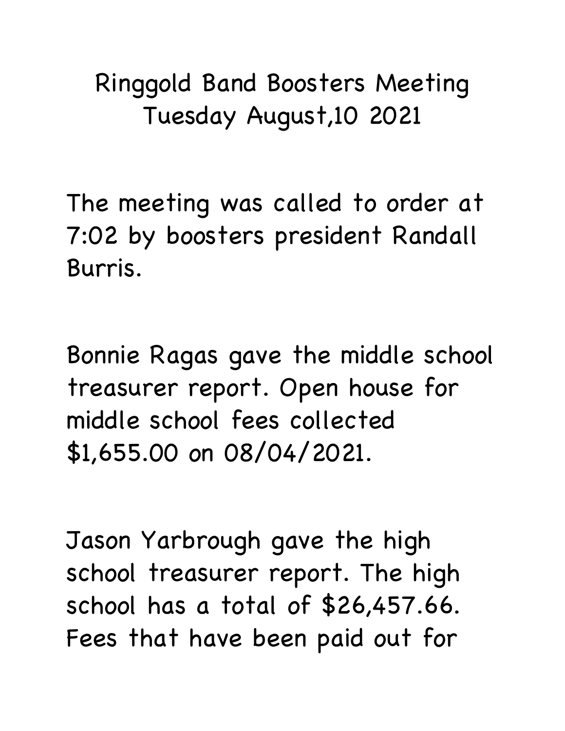# Ringgold Band Boosters Meeting
## Tuesday August,10 2021

The meeting was called to order at 7:02 by boosters president Randall Burris.

Bonnie Ragas gave the middle school treasurer report. Open house for middle school fees collected $1,655.00 on 08/04/2021.

Jason Yarbrough gave the high school treasurer report. The high school has a total of $26,457.66. Fees that have been paid out for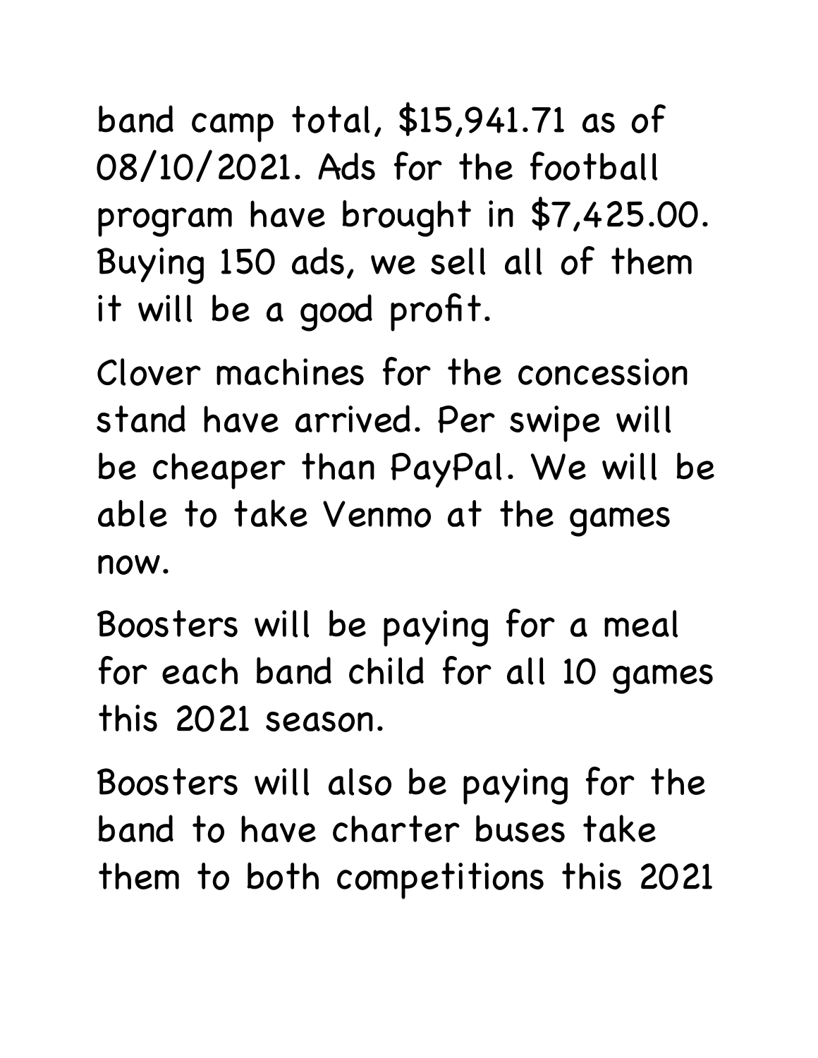band camp total, $15,941.71 as of 08/10/2021. Ads for the football program have brought in $7,425.00. Buying 150 ads, we sell all of them it will be a good profit.

Clover machines for the concession stand have arrived. Per swipe will be cheaper than PayPal. We will be able to take Venmo at the games now.

Boosters will be paying for a meal for each band child for all 10 games this 2021 season.

Boosters will also be paying for the band to have charter buses take them to both competitions this 2021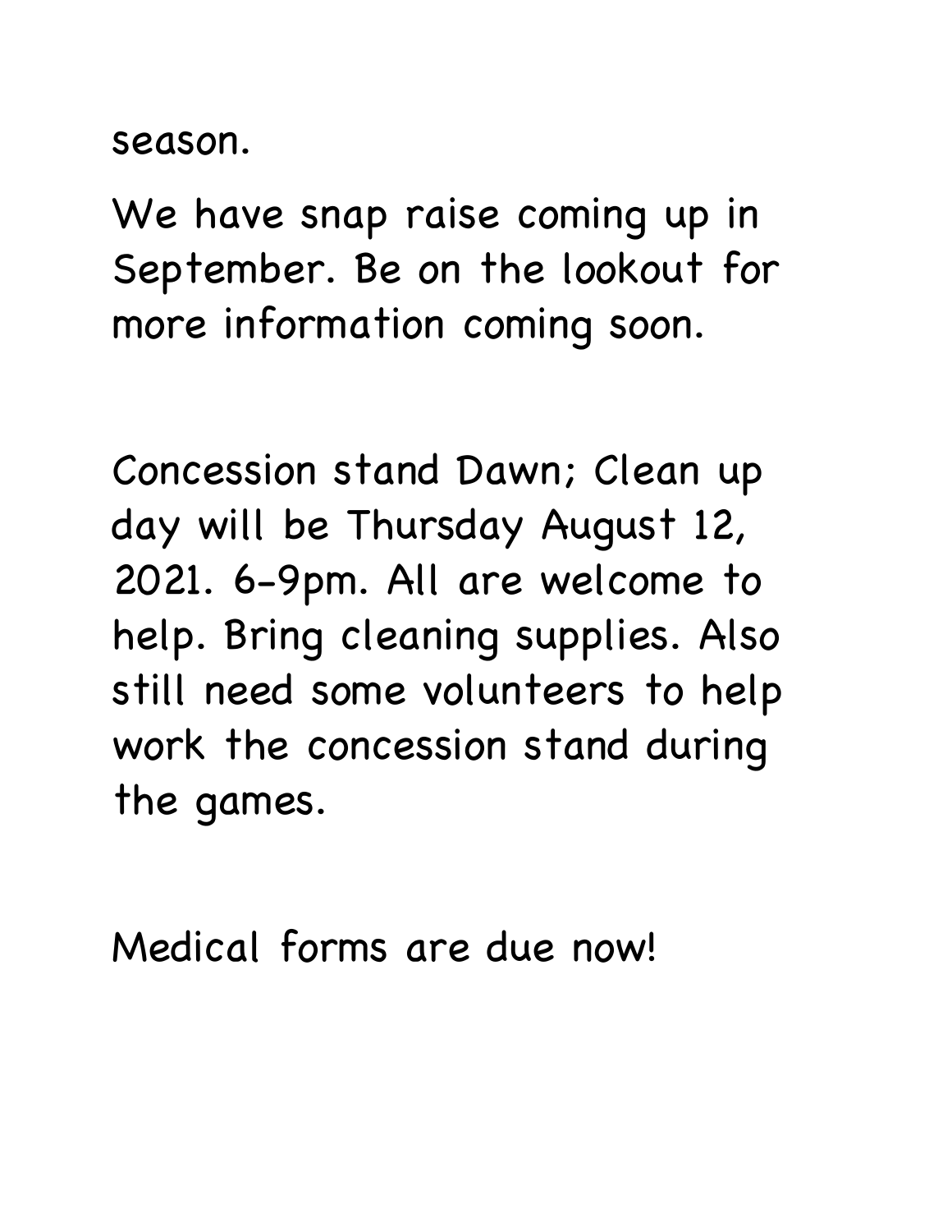season.

We have snap raise coming up in September. Be on the lookout for more information coming soon.

Concession stand Dawn; Clean up day will be Thursday August 12, 2021. 6-9pm. All are welcome to help. Bring cleaning supplies. Also still need some volunteers to help work the concession stand during the games.

Medical forms are due now!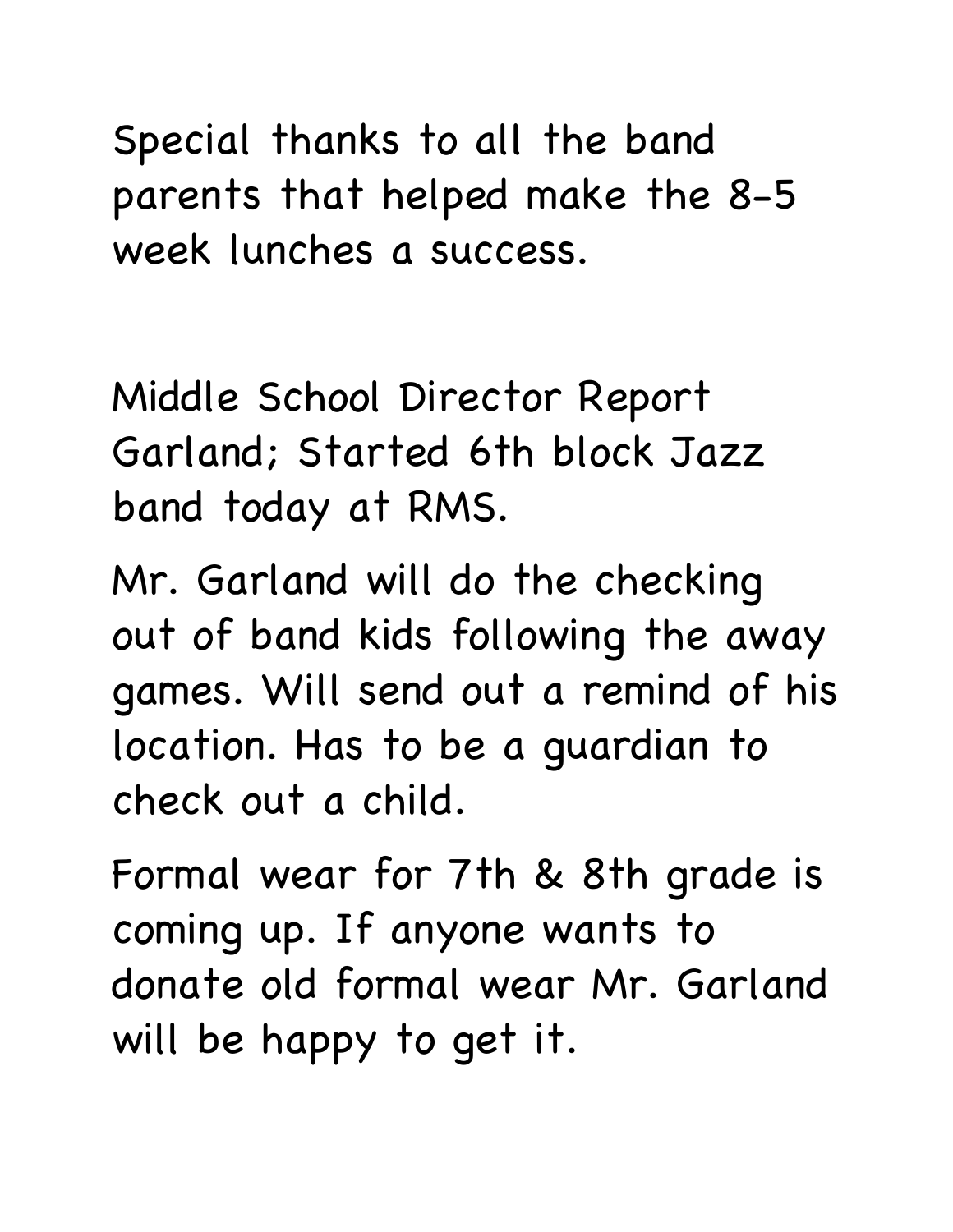Special thanks to all the band parents that helped make the 8-5 week lunches a success.

Middle School Director Report Garland; Started 6th block Jazz band today at RMS.

Mr. Garland will do the checking out of band kids following the away games. Will send out a remind of his location. Has to be a guardian to check out a child.

Formal wear for 7th & 8th grade is coming up. If anyone wants to donate old formal wear Mr. Garland will be happy to get it.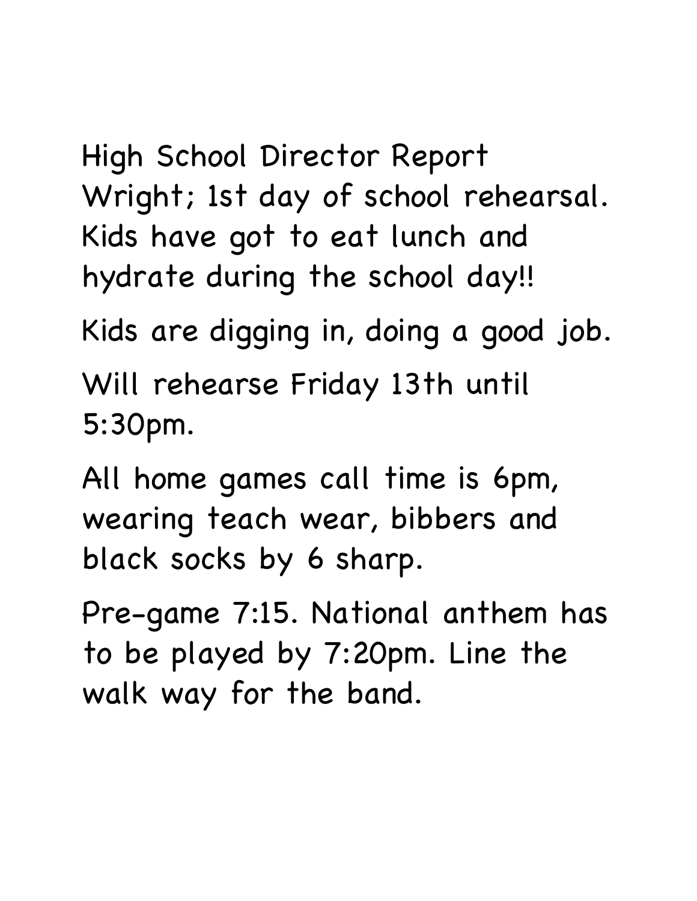High School Director Report
Wright; 1st day of school rehearsal. Kids have got to eat lunch and hydrate during the school day!!

Kids are digging in, doing a good job.

Will rehearse Friday 13th until 5:30pm.

All home games call time is 6pm, wearing teach wear, bibbers and black socks by 6 sharp.

Pre-game 7:15. National anthem has to be played by 7:20pm. Line the walk way for the band.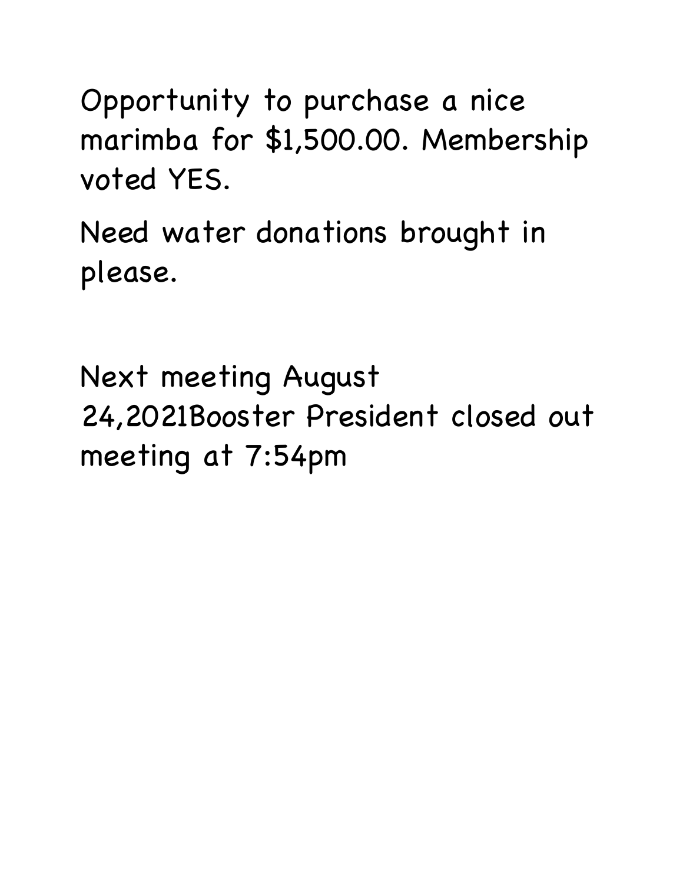Opportunity to purchase a nice marimba for $1,500.00. Membership voted YES.

Need water donations brought in please.

Next meeting August 24,2021Booster President closed out meeting at 7:54pm